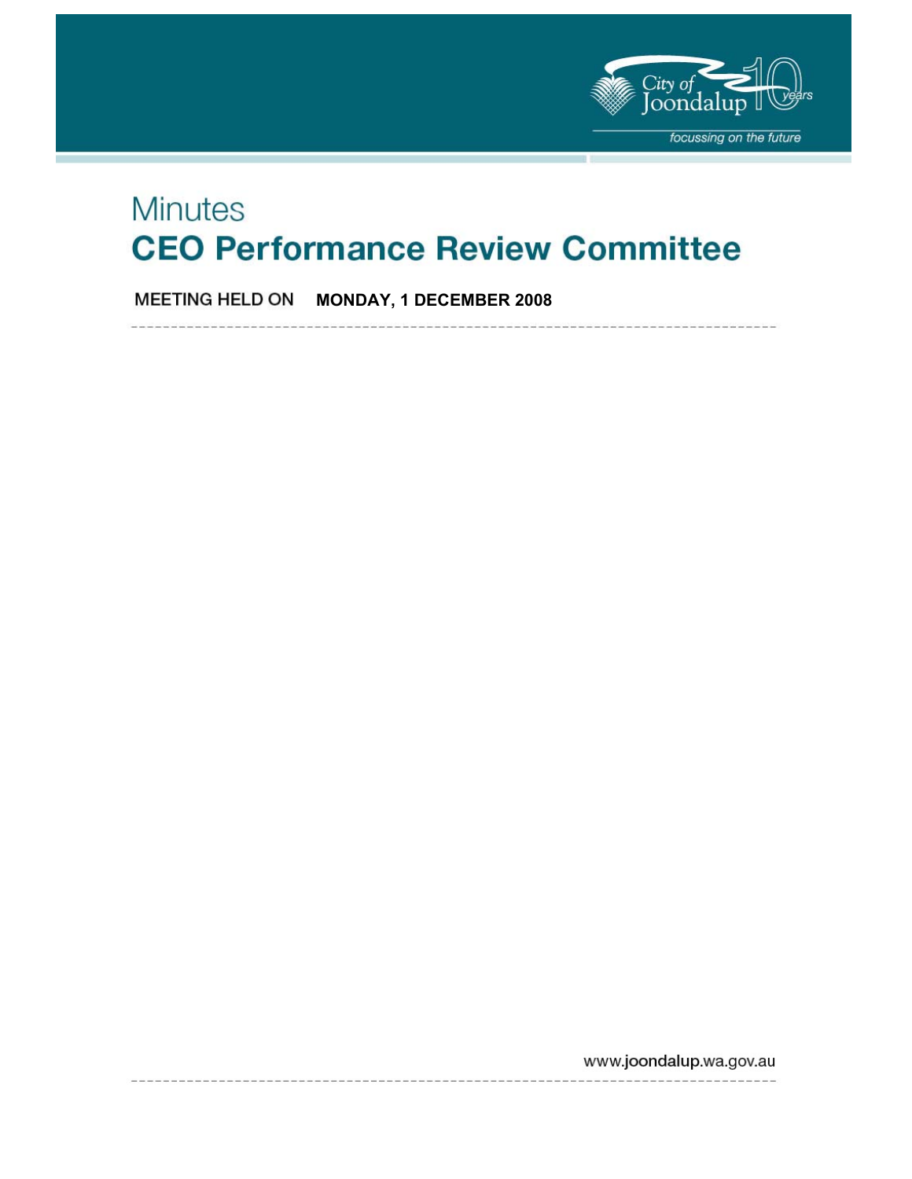City of Joondalup 10 years

*focussing on the future*

# Minutes

# CEO Performance Review Committee

**MEETING HELD ON** **MONDAY, 1 DECEMBER 2008**

www.joondalup.wa.gov.au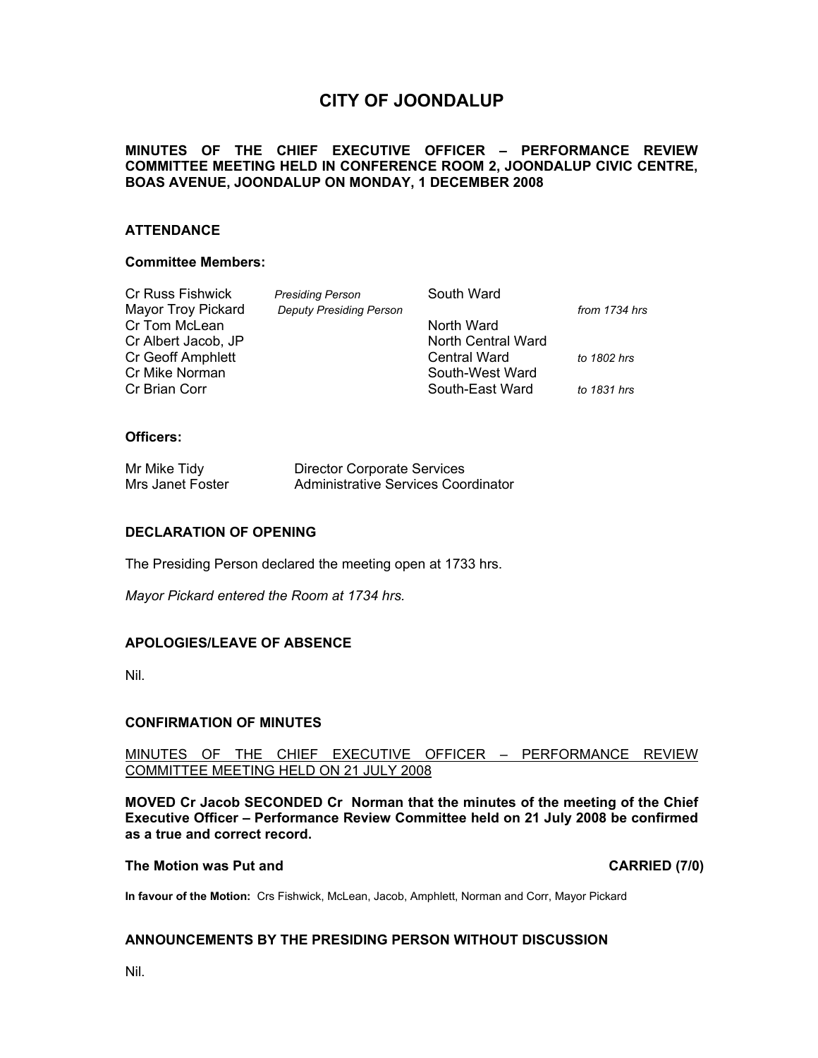# CITY OF JOONDALUP

**MINUTES OF THE CHIEF EXECUTIVE OFFICER – PERFORMANCE REVIEW COMMITTEE MEETING HELD IN CONFERENCE ROOM 2, JOONDALUP CIVIC CENTRE, BOAS AVENUE, JOONDALUP ON MONDAY, 1 DECEMBER 2008**

## ATTENDANCE

### Committee Members:

| | | | |
|---|---|---|---|
| Cr Russ Fishwick | *Presiding Person* | South Ward | |
| Mayor Troy Pickard | *Deputy Presiding Person* | | *from 1734 hrs* |
| Cr Tom McLean | | North Ward | |
| Cr Albert Jacob, JP | | North Central Ward | |
| Cr Geoff Amphlett | | Central Ward | *to 1802 hrs* |
| Cr Mike Norman | | South-West Ward | |
| Cr Brian Corr | | South-East Ward | *to 1831 hrs* |

### Officers:

| | |
|---|---|
| Mr Mike Tidy | Director Corporate Services |
| Mrs Janet Foster | Administrative Services Coordinator |

## DECLARATION OF OPENING

The Presiding Person declared the meeting open at 1733 hrs.

*Mayor Pickard entered the Room at 1734 hrs.*

## APOLOGIES/LEAVE OF ABSENCE

Nil.

## CONFIRMATION OF MINUTES

MINUTES OF THE CHIEF EXECUTIVE OFFICER – PERFORMANCE REVIEW COMMITTEE MEETING HELD ON 21 JULY 2008

**MOVED Cr Jacob SECONDED Cr Norman that the minutes of the meeting of the Chief Executive Officer – Performance Review Committee held on 21 July 2008 be confirmed as a true and correct record.**

**The Motion was Put and CARRIED (7/0)**

**In favour of the Motion:** Crs Fishwick, McLean, Jacob, Amphlett, Norman and Corr, Mayor Pickard

## ANNOUNCEMENTS BY THE PRESIDING PERSON WITHOUT DISCUSSION

Nil.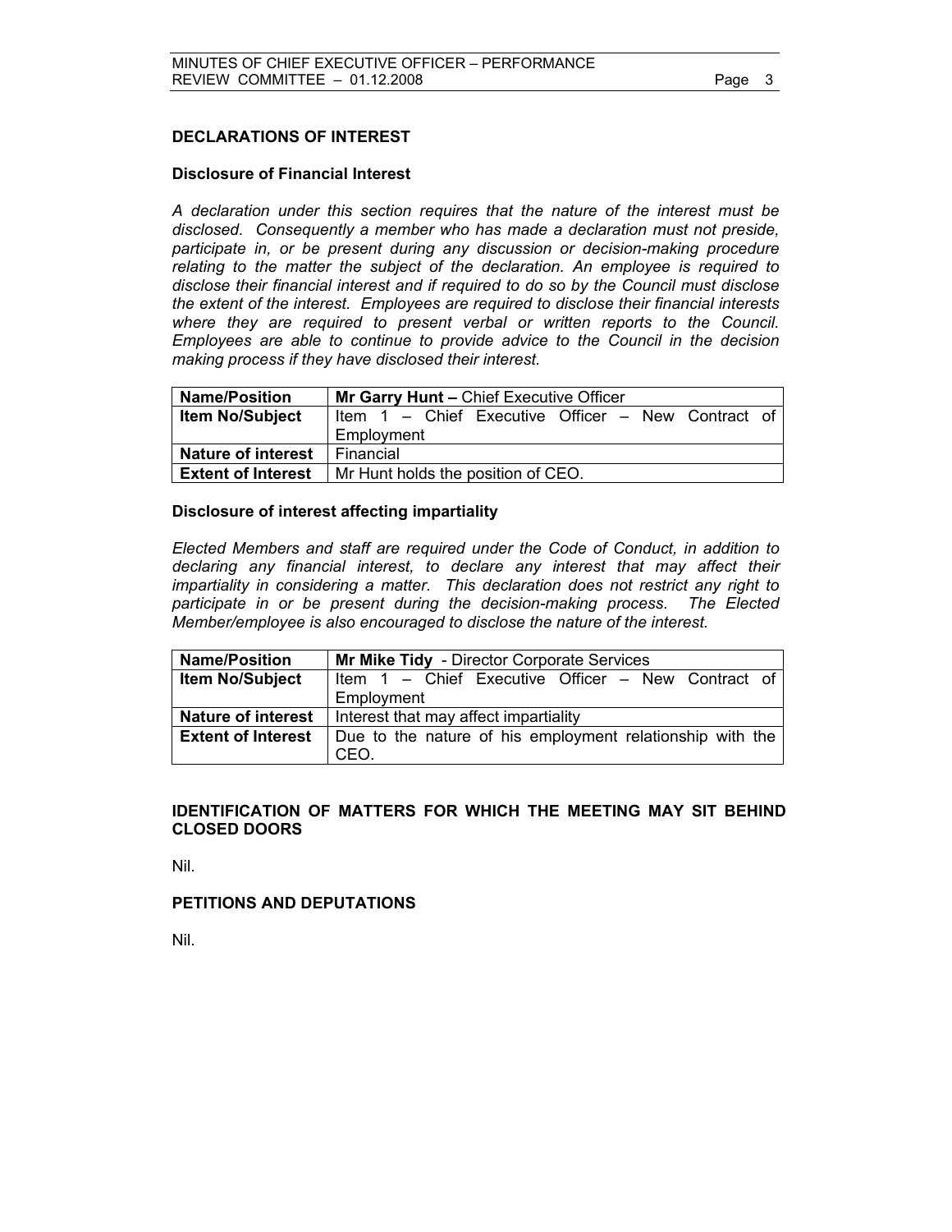## DECLARATIONS OF INTEREST

### Disclosure of Financial Interest

*A declaration under this section requires that the nature of the interest must be disclosed. Consequently a member who has made a declaration must not preside, participate in, or be present during any discussion or decision-making procedure relating to the matter the subject of the declaration. An employee is required to disclose their financial interest and if required to do so by the Council must disclose the extent of the interest. Employees are required to disclose their financial interests where they are required to present verbal or written reports to the Council. Employees are able to continue to provide advice to the Council in the decision making process if they have disclosed their interest.*

| **Name/Position** | **Mr Garry Hunt –** Chief Executive Officer |
|---|---|
| **Item No/Subject** | Item 1 – Chief Executive Officer – New Contract of Employment |
| **Nature of interest** | Financial |
| **Extent of Interest** | Mr Hunt holds the position of CEO. |

### Disclosure of interest affecting impartiality

*Elected Members and staff are required under the Code of Conduct, in addition to declaring any financial interest, to declare any interest that may affect their impartiality in considering a matter. This declaration does not restrict any right to participate in or be present during the decision-making process. The Elected Member/employee is also encouraged to disclose the nature of the interest.*

| **Name/Position** | **Mr Mike Tidy** - Director Corporate Services |
|---|---|
| **Item No/Subject** | Item 1 – Chief Executive Officer – New Contract of Employment |
| **Nature of interest** | Interest that may affect impartiality |
| **Extent of Interest** | Due to the nature of his employment relationship with the CEO. |

## IDENTIFICATION OF MATTERS FOR WHICH THE MEETING MAY SIT BEHIND CLOSED DOORS

Nil.

## PETITIONS AND DEPUTATIONS

Nil.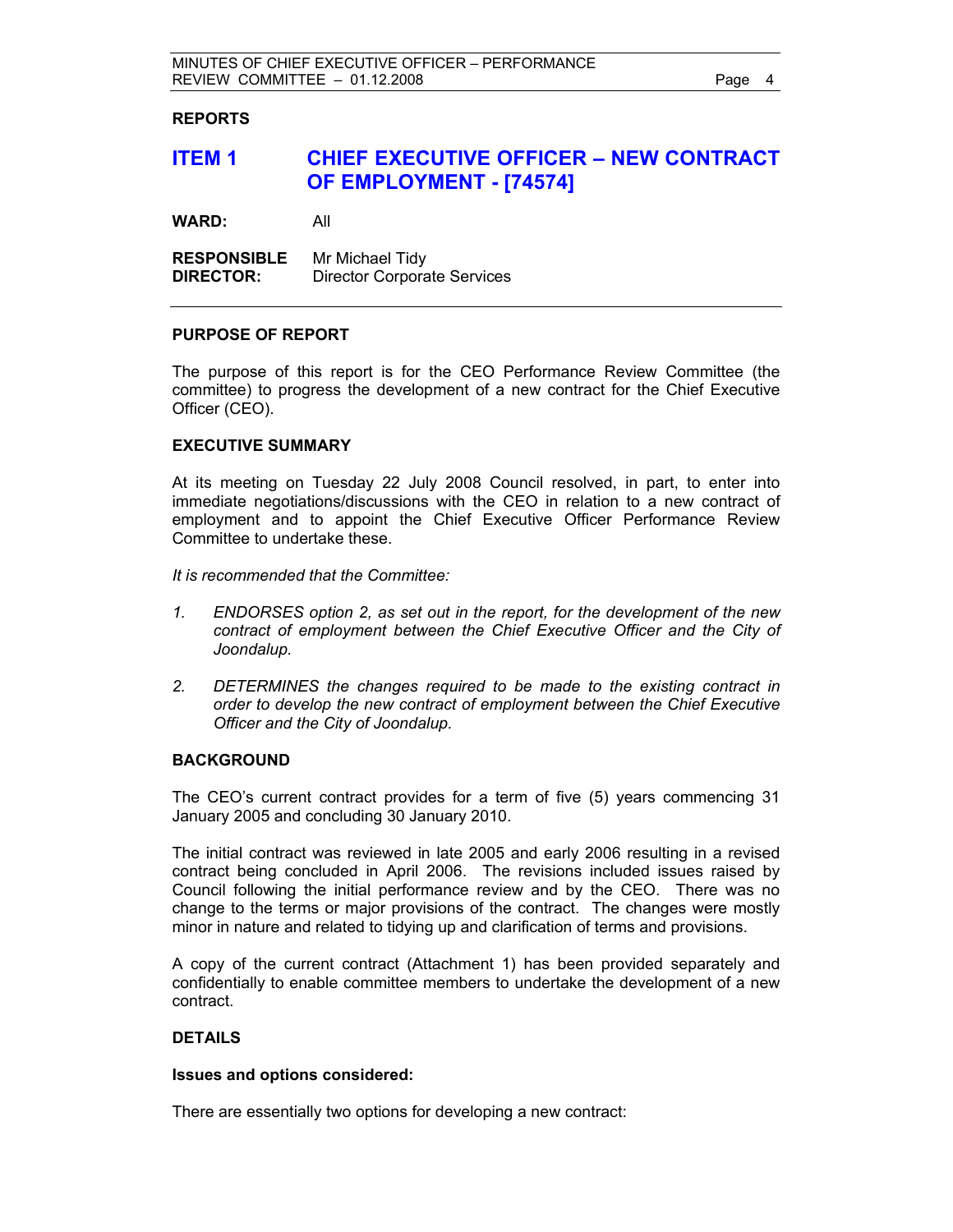## REPORTS

# ITEM 1 CHIEF EXECUTIVE OFFICER – NEW CONTRACT OF EMPLOYMENT - [74574]

**WARD:** All

**RESPONSIBLE DIRECTOR:** Mr Michael Tidy
Director Corporate Services

---

### PURPOSE OF REPORT

The purpose of this report is for the CEO Performance Review Committee (the committee) to progress the development of a new contract for the Chief Executive Officer (CEO).

### EXECUTIVE SUMMARY

At its meeting on Tuesday 22 July 2008 Council resolved, in part, to enter into immediate negotiations/discussions with the CEO in relation to a new contract of employment and to appoint the Chief Executive Officer Performance Review Committee to undertake these.

*It is recommended that the Committee:*

1. *ENDORSES option 2, as set out in the report, for the development of the new contract of employment between the Chief Executive Officer and the City of Joondalup.*

2. *DETERMINES the changes required to be made to the existing contract in order to develop the new contract of employment between the Chief Executive Officer and the City of Joondalup.*

### BACKGROUND

The CEO's current contract provides for a term of five (5) years commencing 31 January 2005 and concluding 30 January 2010.

The initial contract was reviewed in late 2005 and early 2006 resulting in a revised contract being concluded in April 2006. The revisions included issues raised by Council following the initial performance review and by the CEO. There was no change to the terms or major provisions of the contract. The changes were mostly minor in nature and related to tidying up and clarification of terms and provisions.

A copy of the current contract (Attachment 1) has been provided separately and confidentially to enable committee members to undertake the development of a new contract.

### DETAILS

**Issues and options considered:**

There are essentially two options for developing a new contract: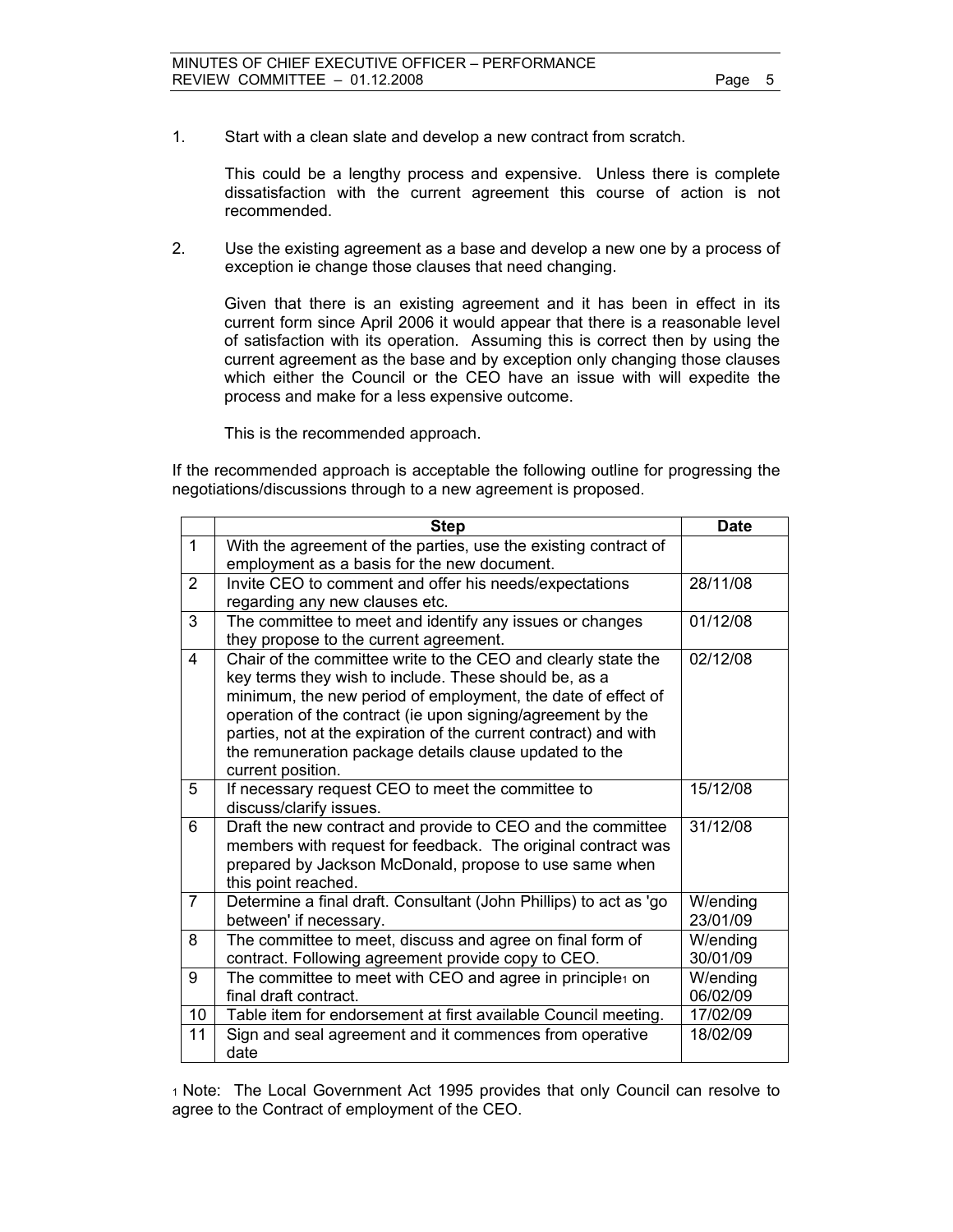1. Start with a clean slate and develop a new contract from scratch.

   This could be a lengthy process and expensive. Unless there is complete dissatisfaction with the current agreement this course of action is not recommended.

2. Use the existing agreement as a base and develop a new one by a process of exception ie change those clauses that need changing.

   Given that there is an existing agreement and it has been in effect in its current form since April 2006 it would appear that there is a reasonable level of satisfaction with its operation. Assuming this is correct then by using the current agreement as the base and by exception only changing those clauses which either the Council or the CEO have an issue with will expedite the process and make for a less expensive outcome.

   This is the recommended approach.

If the recommended approach is acceptable the following outline for progressing the negotiations/discussions through to a new agreement is proposed.

| | Step | Date |
|---|---|---|
| 1 | With the agreement of the parties, use the existing contract of employment as a basis for the new document. | |
| 2 | Invite CEO to comment and offer his needs/expectations regarding any new clauses etc. | 28/11/08 |
| 3 | The committee to meet and identify any issues or changes they propose to the current agreement. | 01/12/08 |
| 4 | Chair of the committee write to the CEO and clearly state the key terms they wish to include. These should be, as a minimum, the new period of employment, the date of effect of operation of the contract (ie upon signing/agreement by the parties, not at the expiration of the current contract) and with the remuneration package details clause updated to the current position. | 02/12/08 |
| 5 | If necessary request CEO to meet the committee to discuss/clarify issues. | 15/12/08 |
| 6 | Draft the new contract and provide to CEO and the committee members with request for feedback. The original contract was prepared by Jackson McDonald, propose to use same when this point reached. | 31/12/08 |
| 7 | Determine a final draft. Consultant (John Phillips) to act as 'go between' if necessary. | W/ending 23/01/09 |
| 8 | The committee to meet, discuss and agree on final form of contract. Following agreement provide copy to CEO. | W/ending 30/01/09 |
| 9 | The committee to meet with CEO and agree in principle[1] on final draft contract. | W/ending 06/02/09 |
| 10 | Table item for endorsement at first available Council meeting. | 17/02/09 |
| 11 | Sign and seal agreement and it commences from operative date | 18/02/09 |

[1] Note: The Local Government Act 1995 provides that only Council can resolve to agree to the Contract of employment of the CEO.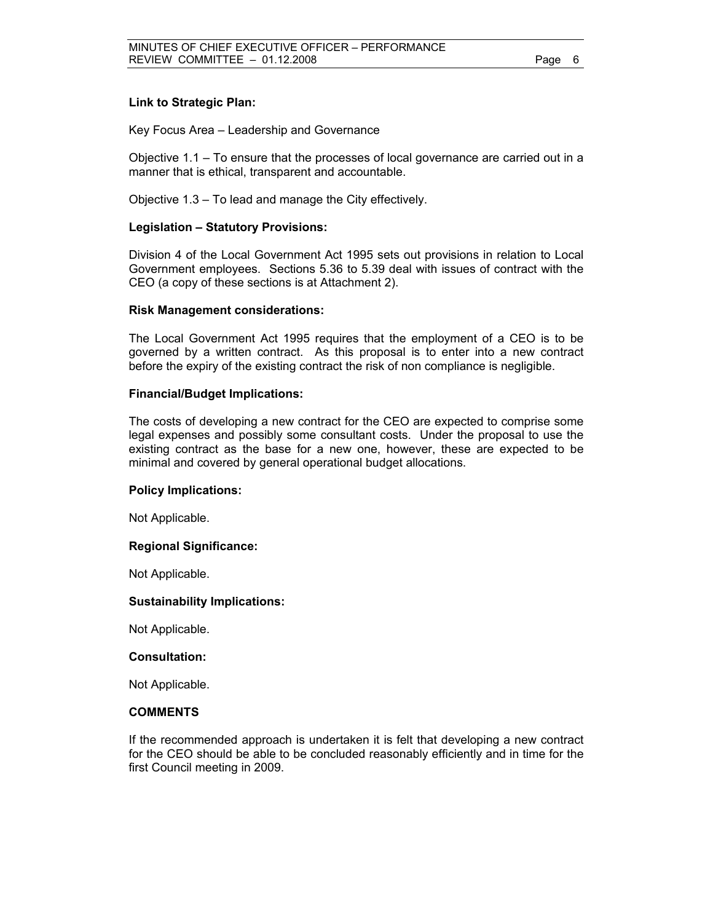**Link to Strategic Plan:**

Key Focus Area – Leadership and Governance

Objective 1.1 – To ensure that the processes of local governance are carried out in a manner that is ethical, transparent and accountable.

Objective 1.3 – To lead and manage the City effectively.

**Legislation – Statutory Provisions:**

Division 4 of the Local Government Act 1995 sets out provisions in relation to Local Government employees. Sections 5.36 to 5.39 deal with issues of contract with the CEO (a copy of these sections is at Attachment 2).

**Risk Management considerations:**

The Local Government Act 1995 requires that the employment of a CEO is to be governed by a written contract. As this proposal is to enter into a new contract before the expiry of the existing contract the risk of non compliance is negligible.

**Financial/Budget Implications:**

The costs of developing a new contract for the CEO are expected to comprise some legal expenses and possibly some consultant costs. Under the proposal to use the existing contract as the base for a new one, however, these are expected to be minimal and covered by general operational budget allocations.

**Policy Implications:**

Not Applicable.

**Regional Significance:**

Not Applicable.

**Sustainability Implications:**

Not Applicable.

**Consultation:**

Not Applicable.

**COMMENTS**

If the recommended approach is undertaken it is felt that developing a new contract for the CEO should be able to be concluded reasonably efficiently and in time for the first Council meeting in 2009.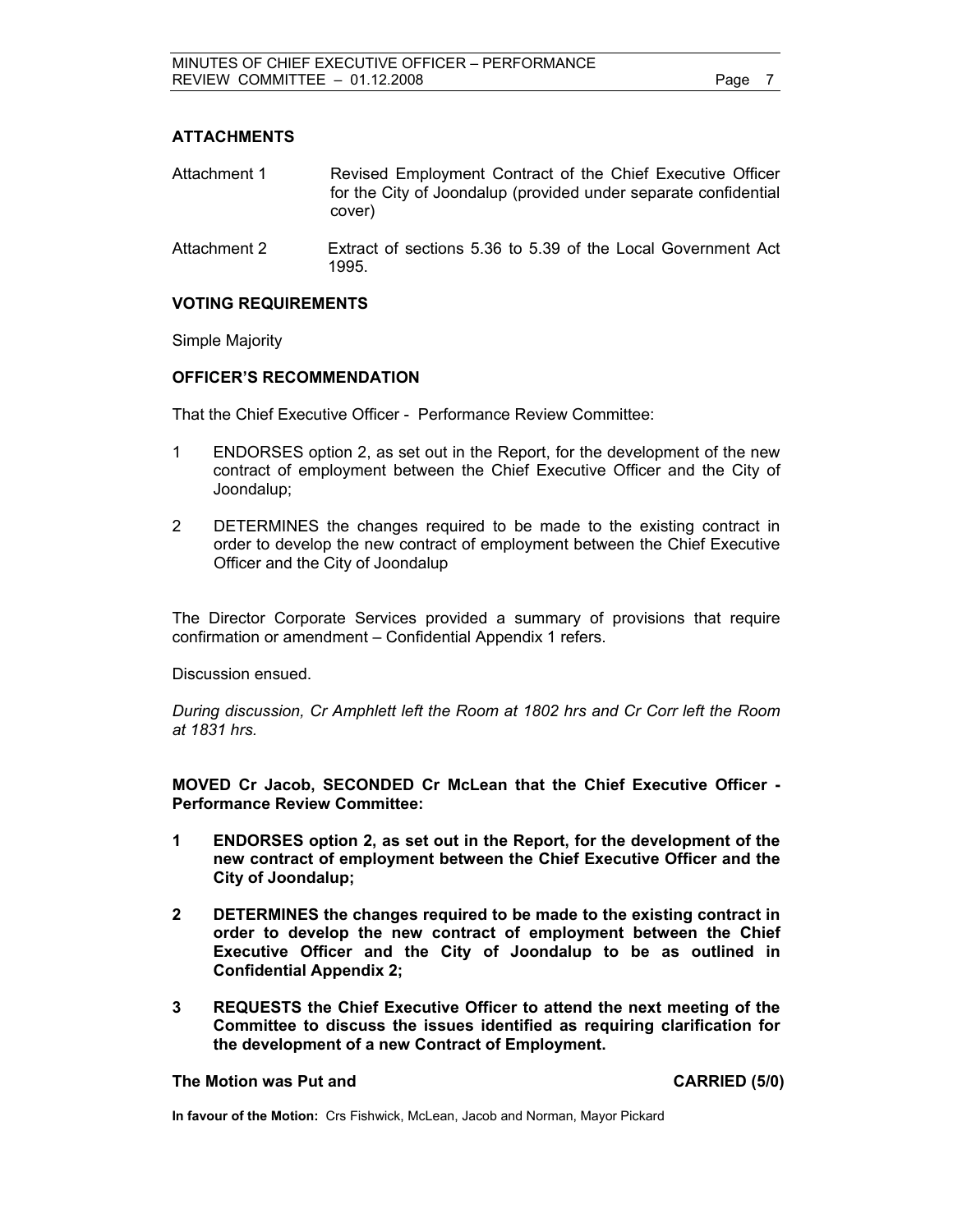## ATTACHMENTS

Attachment 1 — Revised Employment Contract of the Chief Executive Officer for the City of Joondalup (provided under separate confidential cover)

Attachment 2 — Extract of sections 5.36 to 5.39 of the Local Government Act 1995.

## VOTING REQUIREMENTS

Simple Majority

## OFFICER'S RECOMMENDATION

That the Chief Executive Officer - Performance Review Committee:

1. ENDORSES option 2, as set out in the Report, for the development of the new contract of employment between the Chief Executive Officer and the City of Joondalup;

2. DETERMINES the changes required to be made to the existing contract in order to develop the new contract of employment between the Chief Executive Officer and the City of Joondalup

The Director Corporate Services provided a summary of provisions that require confirmation or amendment – Confidential Appendix 1 refers.

Discussion ensued.

*During discussion, Cr Amphlett left the Room at 1802 hrs and Cr Corr left the Room at 1831 hrs.*

**MOVED Cr Jacob, SECONDED Cr McLean that the Chief Executive Officer - Performance Review Committee:**

1. **ENDORSES option 2, as set out in the Report, for the development of the new contract of employment between the Chief Executive Officer and the City of Joondalup;**

2. **DETERMINES the changes required to be made to the existing contract in order to develop the new contract of employment between the Chief Executive Officer and the City of Joondalup to be as outlined in Confidential Appendix 2;**

3. **REQUESTS the Chief Executive Officer to attend the next meeting of the Committee to discuss the issues identified as requiring clarification for the development of a new Contract of Employment.**

**The Motion was Put and CARRIED (5/0)**

**In favour of the Motion:** Crs Fishwick, McLean, Jacob and Norman, Mayor Pickard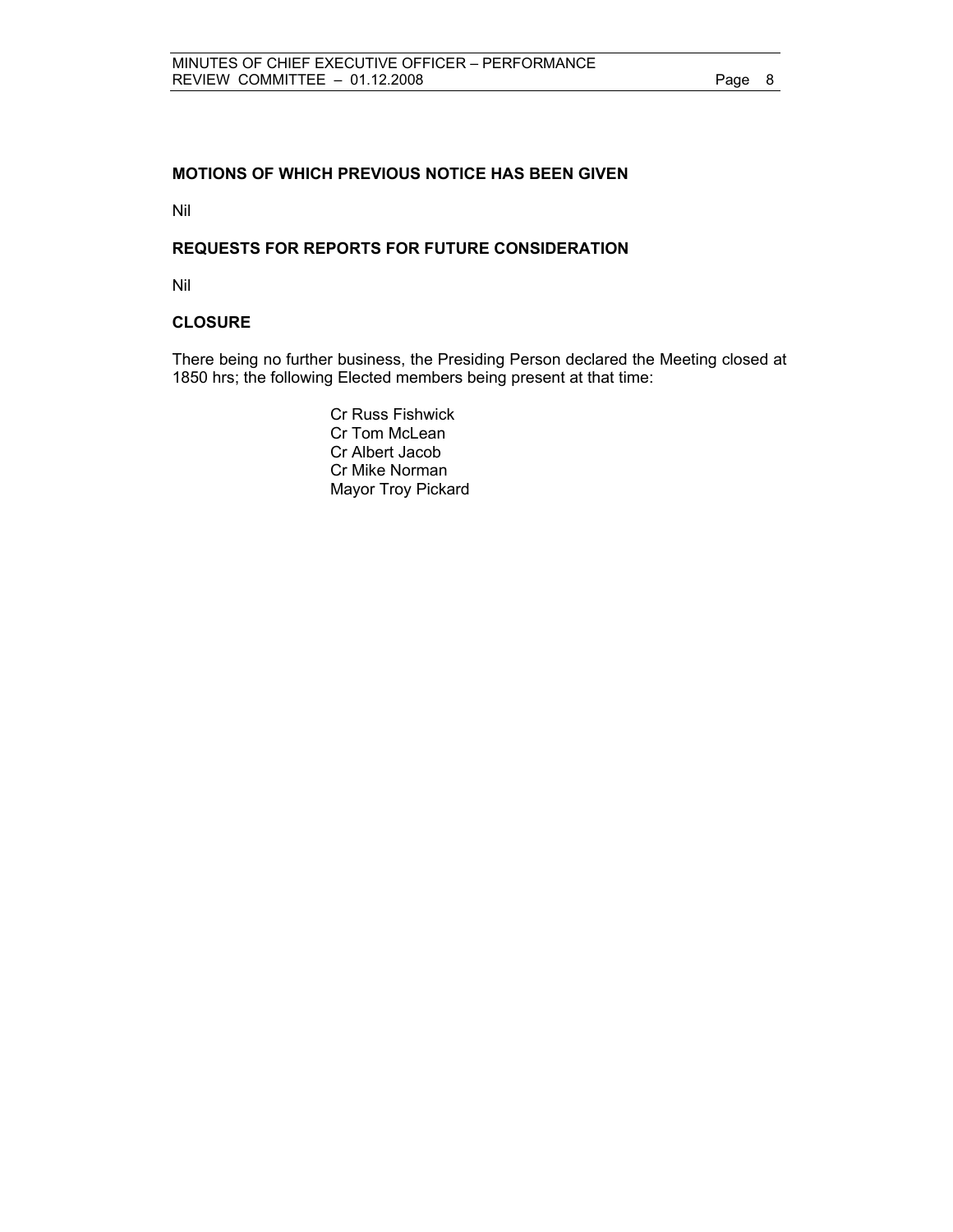**MOTIONS OF WHICH PREVIOUS NOTICE HAS BEEN GIVEN**

Nil

**REQUESTS FOR REPORTS FOR FUTURE CONSIDERATION**

Nil

**CLOSURE**

There being no further business, the Presiding Person declared the Meeting closed at 1850 hrs; the following Elected members being present at that time:

Cr Russ Fishwick
Cr Tom McLean
Cr Albert Jacob
Cr Mike Norman
Mayor Troy Pickard